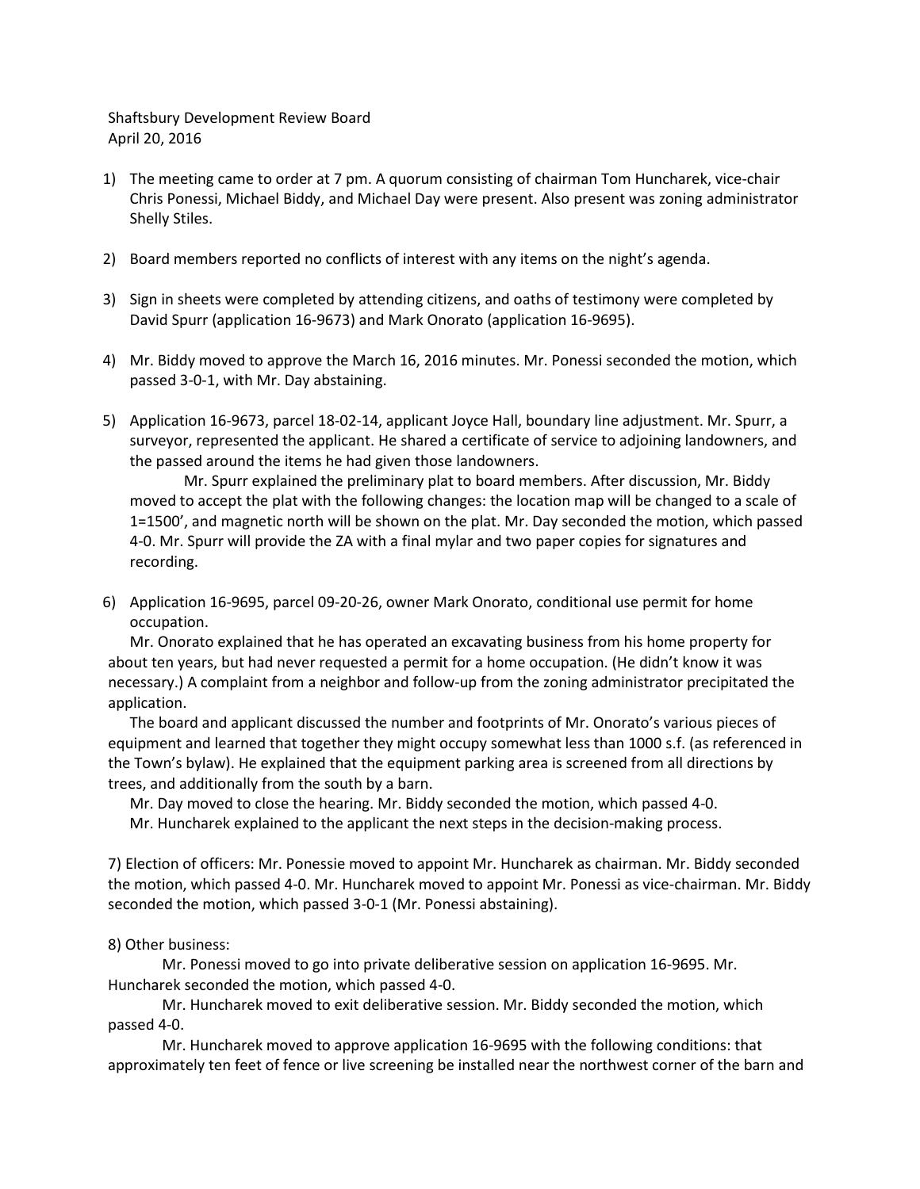Shaftsbury Development Review Board
April 20, 2016

1) The meeting came to order at 7 pm. A quorum consisting of chairman Tom Huncharek, vice-chair Chris Ponessi, Michael Biddy, and Michael Day were present. Also present was zoning administrator Shelly Stiles.

2) Board members reported no conflicts of interest with any items on the night's agenda.

3) Sign in sheets were completed by attending citizens, and oaths of testimony were completed by David Spurr (application 16-9673) and Mark Onorato (application 16-9695).

4) Mr. Biddy moved to approve the March 16, 2016 minutes. Mr. Ponessi seconded the motion, which passed 3-0-1, with Mr. Day abstaining.

5) Application 16-9673, parcel 18-02-14, applicant Joyce Hall, boundary line adjustment. Mr. Spurr, a surveyor, represented the applicant. He shared a certificate of service to adjoining landowners, and the passed around the items he had given those landowners.

   Mr. Spurr explained the preliminary plat to board members. After discussion, Mr. Biddy moved to accept the plat with the following changes: the location map will be changed to a scale of 1=1500', and magnetic north will be shown on the plat. Mr. Day seconded the motion, which passed 4-0. Mr. Spurr will provide the ZA with a final mylar and two paper copies for signatures and recording.

6) Application 16-9695, parcel 09-20-26, owner Mark Onorato, conditional use permit for home occupation.

   Mr. Onorato explained that he has operated an excavating business from his home property for about ten years, but had never requested a permit for a home occupation. (He didn't know it was necessary.) A complaint from a neighbor and follow-up from the zoning administrator precipitated the application.

   The board and applicant discussed the number and footprints of Mr. Onorato's various pieces of equipment and learned that together they might occupy somewhat less than 1000 s.f. (as referenced in the Town's bylaw). He explained that the equipment parking area is screened from all directions by trees, and additionally from the south by a barn.

   Mr. Day moved to close the hearing. Mr. Biddy seconded the motion, which passed 4-0.

   Mr. Huncharek explained to the applicant the next steps in the decision-making process.

7) Election of officers: Mr. Ponessie moved to appoint Mr. Huncharek as chairman. Mr. Biddy seconded the motion, which passed 4-0. Mr. Huncharek moved to appoint Mr. Ponessi as vice-chairman. Mr. Biddy seconded the motion, which passed 3-0-1 (Mr. Ponessi abstaining).

8) Other business:

   Mr. Ponessi moved to go into private deliberative session on application 16-9695. Mr. Huncharek seconded the motion, which passed 4-0.

   Mr. Huncharek moved to exit deliberative session. Mr. Biddy seconded the motion, which passed 4-0.

   Mr. Huncharek moved to approve application 16-9695 with the following conditions: that approximately ten feet of fence or live screening be installed near the northwest corner of the barn and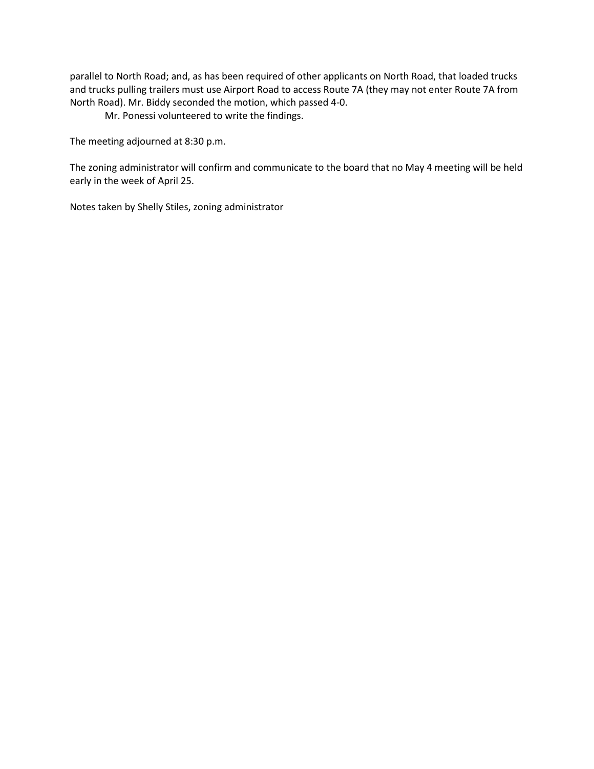parallel to North Road; and, as has been required of other applicants on North Road, that loaded trucks and trucks pulling trailers must use Airport Road to access Route 7A (they may not enter Route 7A from North Road). Mr. Biddy seconded the motion, which passed 4-0.

Mr. Ponessi volunteered to write the findings.

The meeting adjourned at 8:30 p.m.

The zoning administrator will confirm and communicate to the board that no May 4 meeting will be held early in the week of April 25.

Notes taken by Shelly Stiles, zoning administrator